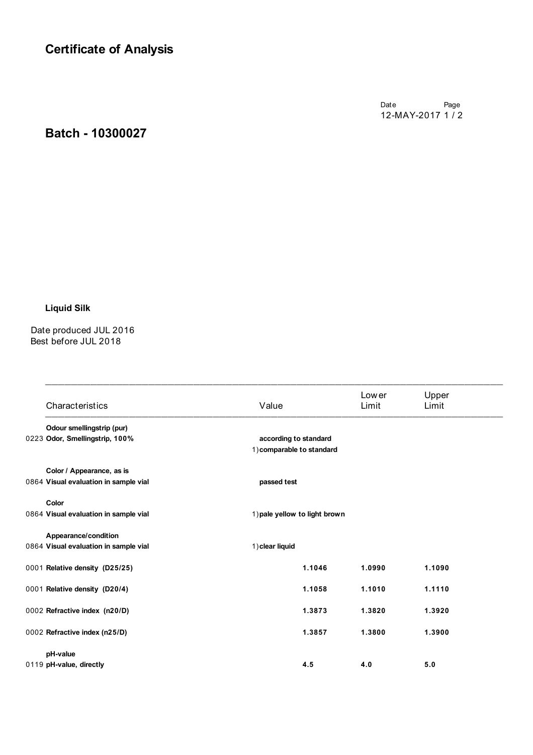# Certificate of Analysis

Date: 12-MAY-2017

## Batch - 10300027

**Liquid Silk**

Date produced JUL 2016
Best before JUL 2018

| | Characteristics | Value | Lower Limit | Upper Limit |
|---|---|---|---|---|
| | **Odour smellingstrip (pur)** | | | |
| 0223 | **Odor, Smellingstrip, 100%** | **according to standard** | | |
| | | 1) **comparable to standard** | | |
| | **Color / Appearance, as is** | | | |
| 0864 | **Visual evaluation in sample vial** | **passed test** | | |
| | **Color** | | | |
| 0864 | **Visual evaluation in sample vial** | 1) **pale yellow to light brown** | | |
| | **Appearance/condition** | | | |
| 0864 | **Visual evaluation in sample vial** | 1) **clear liquid** | | |
| 0001 | **Relative density (D25/25)** | **1.1046** | **1.0990** | **1.1090** |
| 0001 | **Relative density (D20/4)** | **1.1058** | **1.1010** | **1.1110** |
| 0002 | **Refractive index (n20/D)** | **1.3873** | **1.3820** | **1.3920** |
| 0002 | **Refractive index (n25/D)** | **1.3857** | **1.3800** | **1.3900** |
| | **pH-value** | | | |
| 0119 | **pH-value, directly** | **4.5** | **4.0** | **5.0** |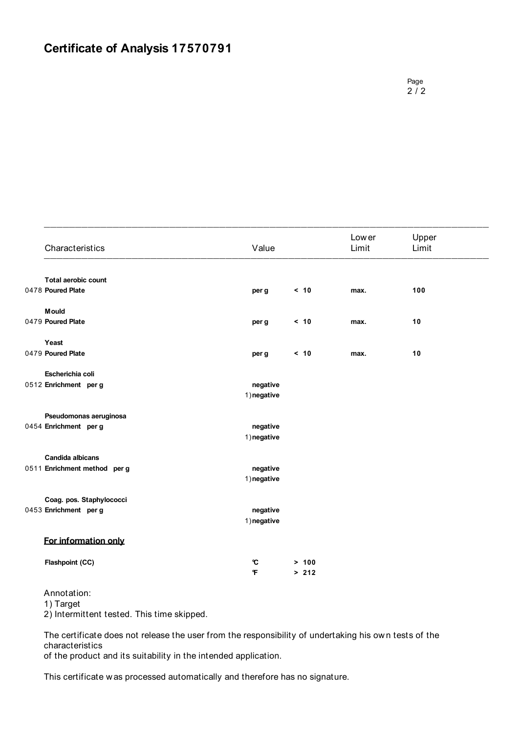# Certificate of Analysis 17570791

| | Characteristics | Value | | Lower Limit | Upper Limit |
|---|---|---|---|---|---|
| | **Total aerobic count** | | | | |
| 0478 | **Poured Plate** | **per g** | **< 10** | **max.** | **100** |
| | **Mould** | | | | |
| 0479 | **Poured Plate** | **per g** | **< 10** | **max.** | **10** |
| | **Yeast** | | | | |
| 0479 | **Poured Plate** | **per g** | **< 10** | **max.** | **10** |
| | **Escherichia coli** | | | | |
| 0512 | **Enrichment per g** | **negative** | | | |
| | | 1) **negative** | | | |
| | **Pseudomonas aeruginosa** | | | | |
| 0454 | **Enrichment per g** | **negative** | | | |
| | | 1) **negative** | | | |
| | **Candida albicans** | | | | |
| 0511 | **Enrichment method per g** | **negative** | | | |
| | | 1) **negative** | | | |
| | **Coag. pos. Staphylococci** | | | | |
| 0453 | **Enrichment per g** | **negative** | | | |
| | | 1) **negative** | | | |

**For information only**

| | | |
|---|---|---|
| **Flashpoint (CC)** | **°C** | **> 100** |
| | **°F** | **> 212** |

Annotation:
1) Target
2) Intermittent tested. This time skipped.

The certificate does not release the user from the responsibility of undertaking his own tests of the characteristics
of the product and its suitability in the intended application.

This certificate was processed automatically and therefore has no signature.